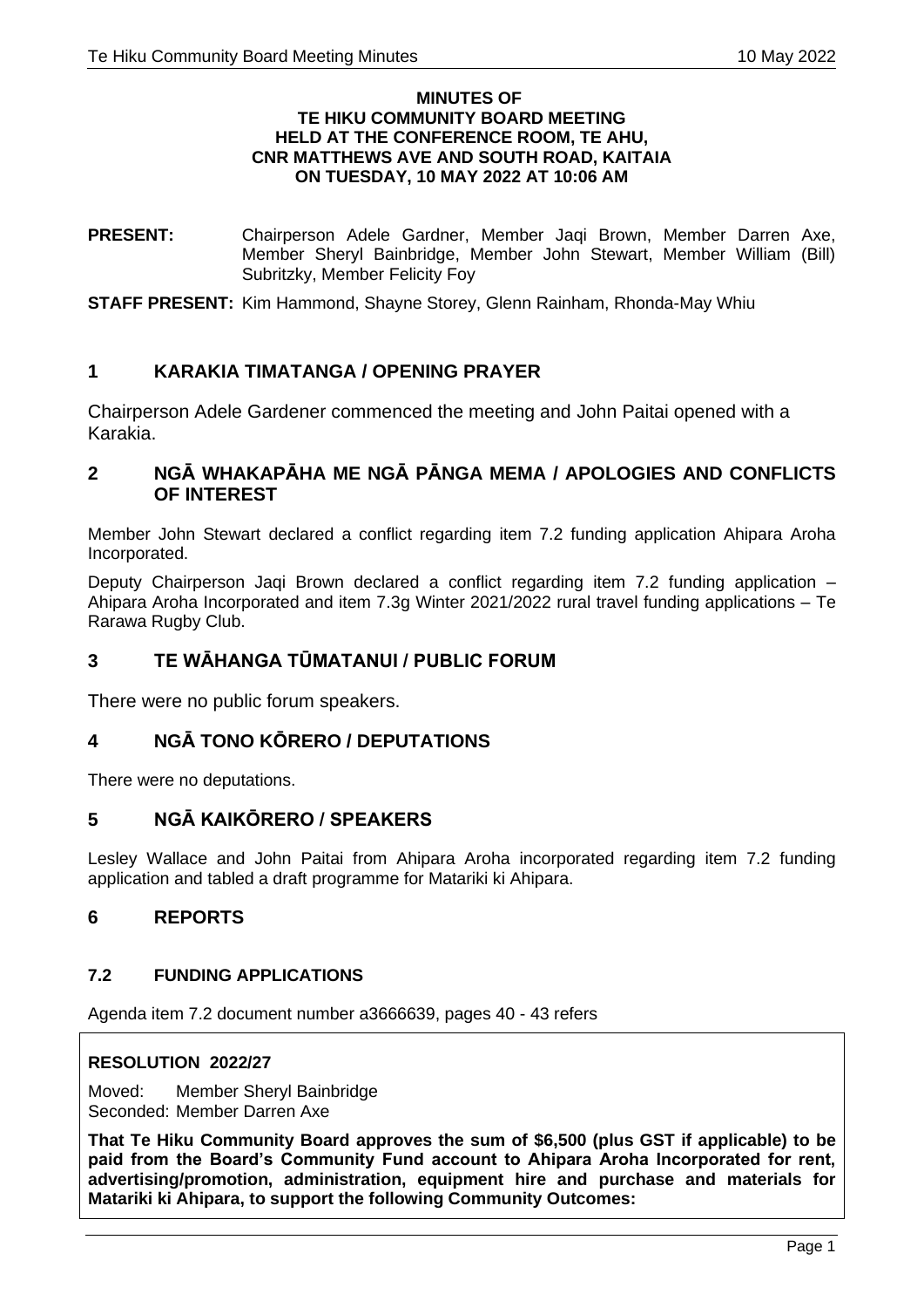**MINUTES OF**
**TE HIKU COMMUNITY BOARD MEETING**
**HELD AT THE CONFERENCE ROOM, TE AHU,**
**CNR MATTHEWS AVE AND SOUTH ROAD, KAITAIA**
**ON TUESDAY, 10 MAY 2022 AT 10:06 AM**

**PRESENT:** Chairperson Adele Gardner, Member Jaqi Brown, Member Darren Axe, Member Sheryl Bainbridge, Member John Stewart, Member William (Bill) Subritzky, Member Felicity Foy

**STAFF PRESENT:** Kim Hammond, Shayne Storey, Glenn Rainham, Rhonda-May Whiu

## 1 KARAKIA TIMATANGA / OPENING PRAYER

Chairperson Adele Gardener commenced the meeting and John Paitai opened with a Karakia.

## 2 NGĀ WHAKAPĀHA ME NGĀ PĀNGA MEMA / APOLOGIES AND CONFLICTS OF INTEREST

Member John Stewart declared a conflict regarding item 7.2 funding application Ahipara Aroha Incorporated.

Deputy Chairperson Jaqi Brown declared a conflict regarding item 7.2 funding application – Ahipara Aroha Incorporated and item 7.3g Winter 2021/2022 rural travel funding applications – Te Rarawa Rugby Club.

## 3 TE WĀHANGA TŪMATANUI / PUBLIC FORUM

There were no public forum speakers.

## 4 NGĀ TONO KŌRERO / DEPUTATIONS

There were no deputations.

## 5 NGĀ KAIKŌRERO / SPEAKERS

Lesley Wallace and John Paitai from Ahipara Aroha incorporated regarding item 7.2 funding application and tabled a draft programme for Matariki ki Ahipara.

## 6 REPORTS

### 7.2 FUNDING APPLICATIONS

Agenda item 7.2 document number a3666639, pages 40 - 43 refers

**RESOLUTION 2022/27**

Moved: Member Sheryl Bainbridge
Seconded: Member Darren Axe

**That Te Hiku Community Board approves the sum of $6,500 (plus GST if applicable) to be paid from the Board's Community Fund account to Ahipara Aroha Incorporated for rent, advertising/promotion, administration, equipment hire and purchase and materials for Matariki ki Ahipara, to support the following Community Outcomes:**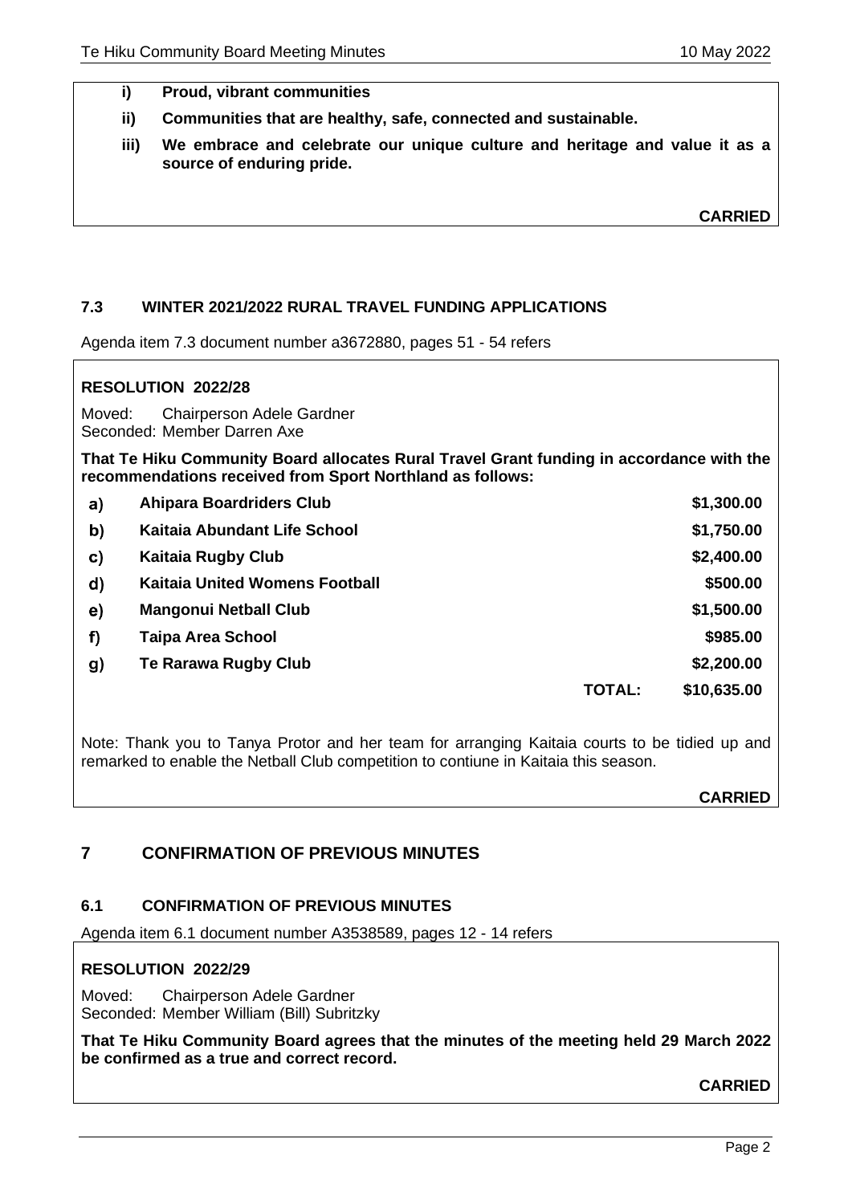**i) Proud, vibrant communities**

**ii) Communities that are healthy, safe, connected and sustainable.**

**iii) We embrace and celebrate our unique culture and heritage and value it as a source of enduring pride.**

**CARRIED**

### 7.3 WINTER 2021/2022 RURAL TRAVEL FUNDING APPLICATIONS

Agenda item 7.3 document number a3672880, pages 51 - 54 refers

**RESOLUTION 2022/28**

Moved: Chairperson Adele Gardner
Seconded: Member Darren Axe

**That Te Hiku Community Board allocates Rural Travel Grant funding in accordance with the recommendations received from Sport Northland as follows:**

| | | | |
|---|---|---|---|
| **a)** | **Ahipara Boardriders Club** | | **$1,300.00** |
| **b)** | **Kaitaia Abundant Life School** | | **$1,750.00** |
| **c)** | **Kaitaia Rugby Club** | | **$2,400.00** |
| **d)** | **Kaitaia United Womens Football** | | **$500.00** |
| **e)** | **Mangonui Netball Club** | | **$1,500.00** |
| **f)** | **Taipa Area School** | | **$985.00** |
| **g)** | **Te Rarawa Rugby Club** | | **$2,200.00** |
| | | **TOTAL:** | **$10,635.00** |

Note: Thank you to Tanya Protor and her team for arranging Kaitaia courts to be tidied up and remarked to enable the Netball Club competition to contiune in Kaitaia this season.

**CARRIED**

## 7 CONFIRMATION OF PREVIOUS MINUTES

### 6.1 CONFIRMATION OF PREVIOUS MINUTES

Agenda item 6.1 document number A3538589, pages 12 - 14 refers

**RESOLUTION 2022/29**

Moved: Chairperson Adele Gardner
Seconded: Member William (Bill) Subritzky

**That Te Hiku Community Board agrees that the minutes of the meeting held 29 March 2022 be confirmed as a true and correct record.**

**CARRIED**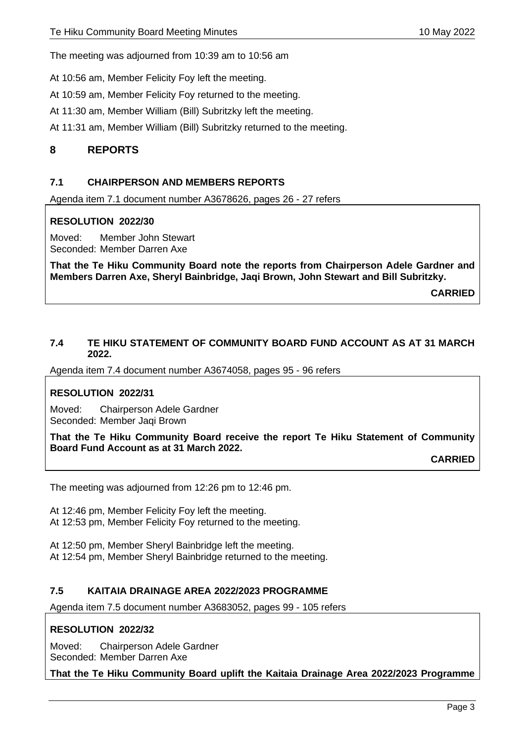The meeting was adjourned from 10:39 am to 10:56 am

At 10:56 am, Member Felicity Foy left the meeting.

At 10:59 am, Member Felicity Foy returned to the meeting.

At 11:30 am, Member William (Bill) Subritzky left the meeting.

At 11:31 am, Member William (Bill) Subritzky returned to the meeting.

## 8 REPORTS

### 7.1 CHAIRPERSON AND MEMBERS REPORTS

Agenda item 7.1 document number A3678626, pages 26 - 27 refers

**RESOLUTION 2022/30**

Moved: Member John Stewart
Seconded: Member Darren Axe

**That the Te Hiku Community Board note the reports from Chairperson Adele Gardner and Members Darren Axe, Sheryl Bainbridge, Jaqi Brown, John Stewart and Bill Subritzky.**

**CARRIED**

### 7.4 TE HIKU STATEMENT OF COMMUNITY BOARD FUND ACCOUNT AS AT 31 MARCH 2022.

Agenda item 7.4 document number A3674058, pages 95 - 96 refers

**RESOLUTION 2022/31**

Moved: Chairperson Adele Gardner
Seconded: Member Jaqi Brown

**That the Te Hiku Community Board receive the report Te Hiku Statement of Community Board Fund Account as at 31 March 2022.**

**CARRIED**

The meeting was adjourned from 12:26 pm to 12:46 pm.

At 12:46 pm, Member Felicity Foy left the meeting.
At 12:53 pm, Member Felicity Foy returned to the meeting.

At 12:50 pm, Member Sheryl Bainbridge left the meeting.
At 12:54 pm, Member Sheryl Bainbridge returned to the meeting.

### 7.5 KAITAIA DRAINAGE AREA 2022/2023 PROGRAMME

Agenda item 7.5 document number A3683052, pages 99 - 105 refers

**RESOLUTION 2022/32**

Moved: Chairperson Adele Gardner
Seconded: Member Darren Axe

**That the Te Hiku Community Board uplift the Kaitaia Drainage Area 2022/2023 Programme**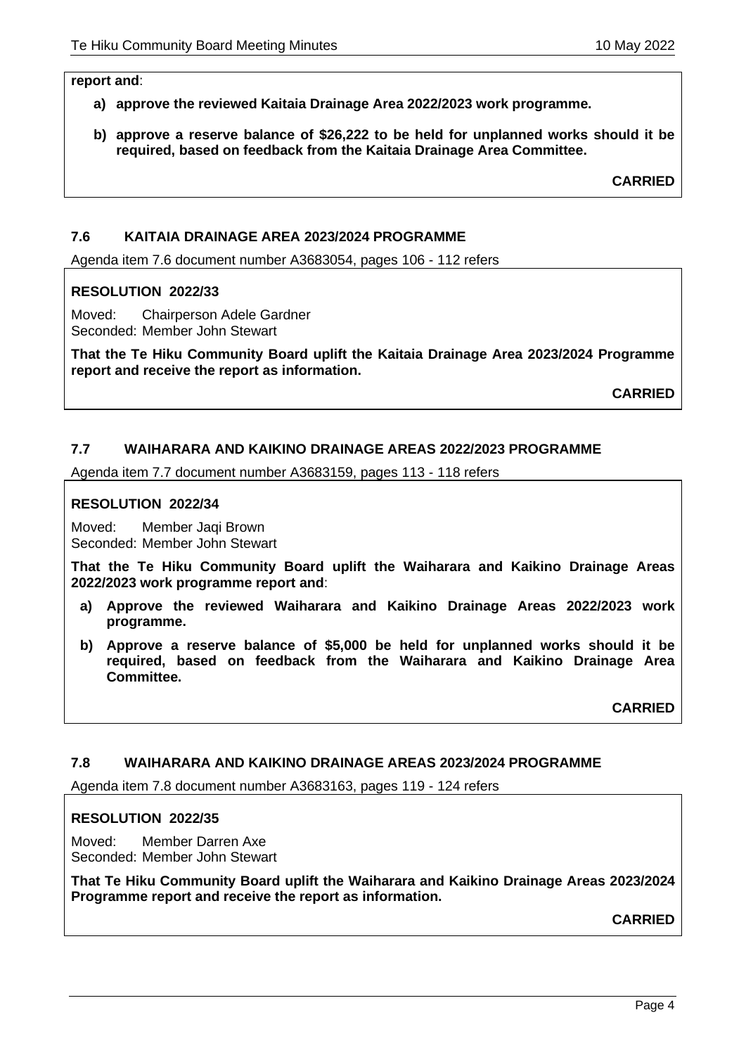**report and**:

- **a) approve the reviewed Kaitaia Drainage Area 2022/2023 work programme.**
- **b) approve a reserve balance of $26,222 to be held for unplanned works should it be required, based on feedback from the Kaitaia Drainage Area Committee.**

**CARRIED**

### 7.6 KAITAIA DRAINAGE AREA 2023/2024 PROGRAMME

Agenda item 7.6 document number A3683054, pages 106 - 112 refers

**RESOLUTION 2022/33**

Moved: Chairperson Adele Gardner
Seconded: Member John Stewart

**That the Te Hiku Community Board uplift the Kaitaia Drainage Area 2023/2024 Programme report and receive the report as information.**

**CARRIED**

### 7.7 WAIHARARA AND KAIKINO DRAINAGE AREAS 2022/2023 PROGRAMME

Agenda item 7.7 document number A3683159, pages 113 - 118 refers

**RESOLUTION 2022/34**

Moved: Member Jaqi Brown
Seconded: Member John Stewart

**That the Te Hiku Community Board uplift the Waiharara and Kaikino Drainage Areas 2022/2023 work programme report and**:

- **a) Approve the reviewed Waiharara and Kaikino Drainage Areas 2022/2023 work programme.**
- **b) Approve a reserve balance of $5,000 be held for unplanned works should it be required, based on feedback from the Waiharara and Kaikino Drainage Area Committee.**

**CARRIED**

### 7.8 WAIHARARA AND KAIKINO DRAINAGE AREAS 2023/2024 PROGRAMME

Agenda item 7.8 document number A3683163, pages 119 - 124 refers

**RESOLUTION 2022/35**

Moved: Member Darren Axe
Seconded: Member John Stewart

**That Te Hiku Community Board uplift the Waiharara and Kaikino Drainage Areas 2023/2024 Programme report and receive the report as information.**

**CARRIED**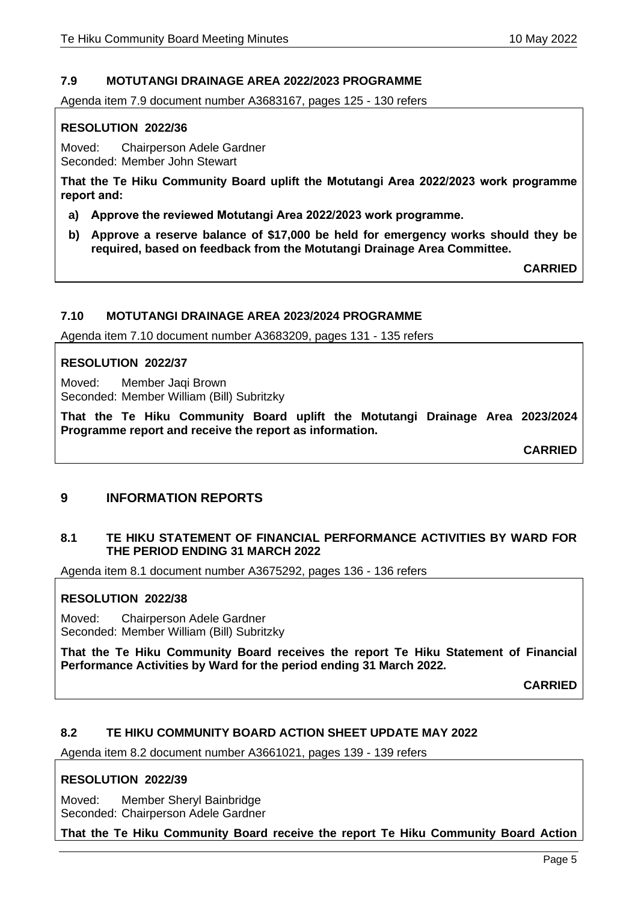### 7.9 MOTUTANGI DRAINAGE AREA 2022/2023 PROGRAMME

Agenda item 7.9 document number A3683167, pages 125 - 130 refers

**RESOLUTION 2022/36**

Moved: Chairperson Adele Gardner
Seconded: Member John Stewart

**That the Te Hiku Community Board uplift the Motutangi Area 2022/2023 work programme report and:**

**a) Approve the reviewed Motutangi Area 2022/2023 work programme.**

**b) Approve a reserve balance of $17,000 be held for emergency works should they be required, based on feedback from the Motutangi Drainage Area Committee.**

**CARRIED**

### 7.10 MOTUTANGI DRAINAGE AREA 2023/2024 PROGRAMME

Agenda item 7.10 document number A3683209, pages 131 - 135 refers

**RESOLUTION 2022/37**

Moved: Member Jaqi Brown
Seconded: Member William (Bill) Subritzky

**That the Te Hiku Community Board uplift the Motutangi Drainage Area 2023/2024 Programme report and receive the report as information.**

**CARRIED**

## 9 INFORMATION REPORTS

### 8.1 TE HIKU STATEMENT OF FINANCIAL PERFORMANCE ACTIVITIES BY WARD FOR THE PERIOD ENDING 31 MARCH 2022

Agenda item 8.1 document number A3675292, pages 136 - 136 refers

**RESOLUTION 2022/38**

Moved: Chairperson Adele Gardner
Seconded: Member William (Bill) Subritzky

**That the Te Hiku Community Board receives the report Te Hiku Statement of Financial Performance Activities by Ward for the period ending 31 March 2022.**

**CARRIED**

### 8.2 TE HIKU COMMUNITY BOARD ACTION SHEET UPDATE MAY 2022

Agenda item 8.2 document number A3661021, pages 139 - 139 refers

**RESOLUTION 2022/39**

Moved: Member Sheryl Bainbridge
Seconded: Chairperson Adele Gardner

**That the Te Hiku Community Board receive the report Te Hiku Community Board Action**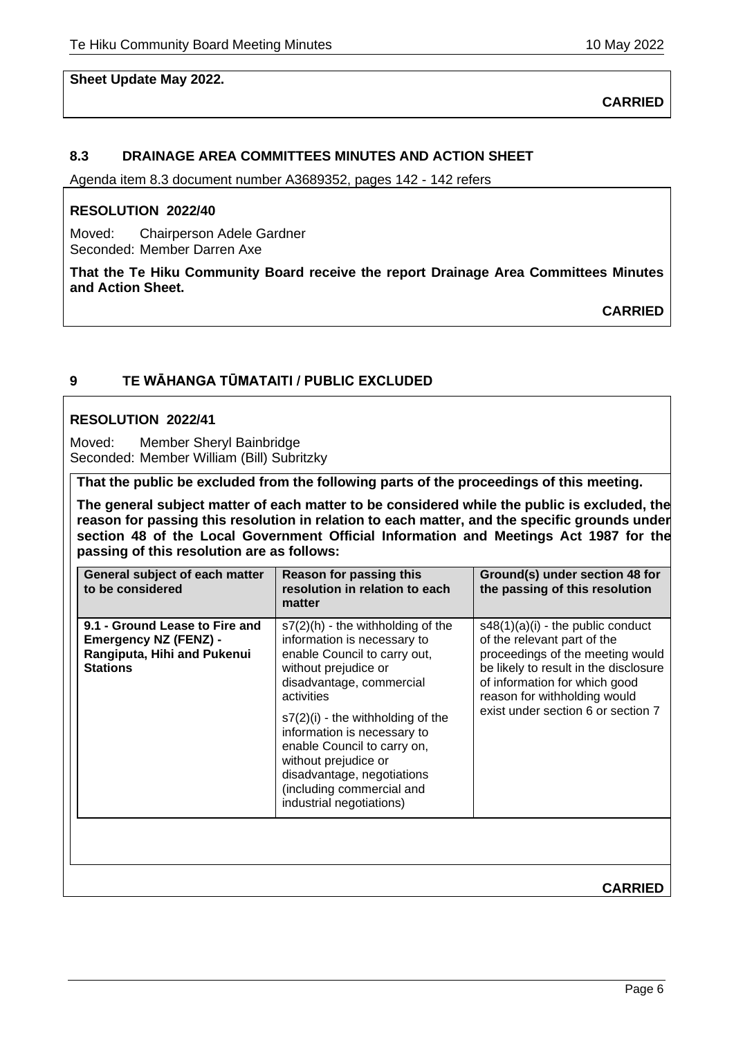**Sheet Update May 2022.**

**CARRIED**

### 8.3 DRAINAGE AREA COMMITTEES MINUTES AND ACTION SHEET

Agenda item 8.3 document number A3689352, pages 142 - 142 refers

**RESOLUTION 2022/40**

Moved: Chairperson Adele Gardner
Seconded: Member Darren Axe

**That the Te Hiku Community Board receive the report Drainage Area Committees Minutes and Action Sheet.**

**CARRIED**

## 9 TE WĀHANGA TŪMATAITI / PUBLIC EXCLUDED

**RESOLUTION 2022/41**

Moved: Member Sheryl Bainbridge
Seconded: Member William (Bill) Subritzky

**That the public be excluded from the following parts of the proceedings of this meeting.**

**The general subject matter of each matter to be considered while the public is excluded, the reason for passing this resolution in relation to each matter, and the specific grounds under section 48 of the Local Government Official Information and Meetings Act 1987 for the passing of this resolution are as follows:**

| General subject of each matter to be considered | Reason for passing this resolution in relation to each matter | Ground(s) under section 48 for the passing of this resolution |
|---|---|---|
| **9.1 - Ground Lease to Fire and Emergency NZ (FENZ) - Rangiputa, Hihi and Pukenui Stations** | s7(2)(h) - the withholding of the information is necessary to enable Council to carry out, without prejudice or disadvantage, commercial activities<br><br>s7(2)(i) - the withholding of the information is necessary to enable Council to carry on, without prejudice or disadvantage, negotiations (including commercial and industrial negotiations) | s48(1)(a)(i) - the public conduct of the relevant part of the proceedings of the meeting would be likely to result in the disclosure of information for which good reason for withholding would exist under section 6 or section 7 |

**CARRIED**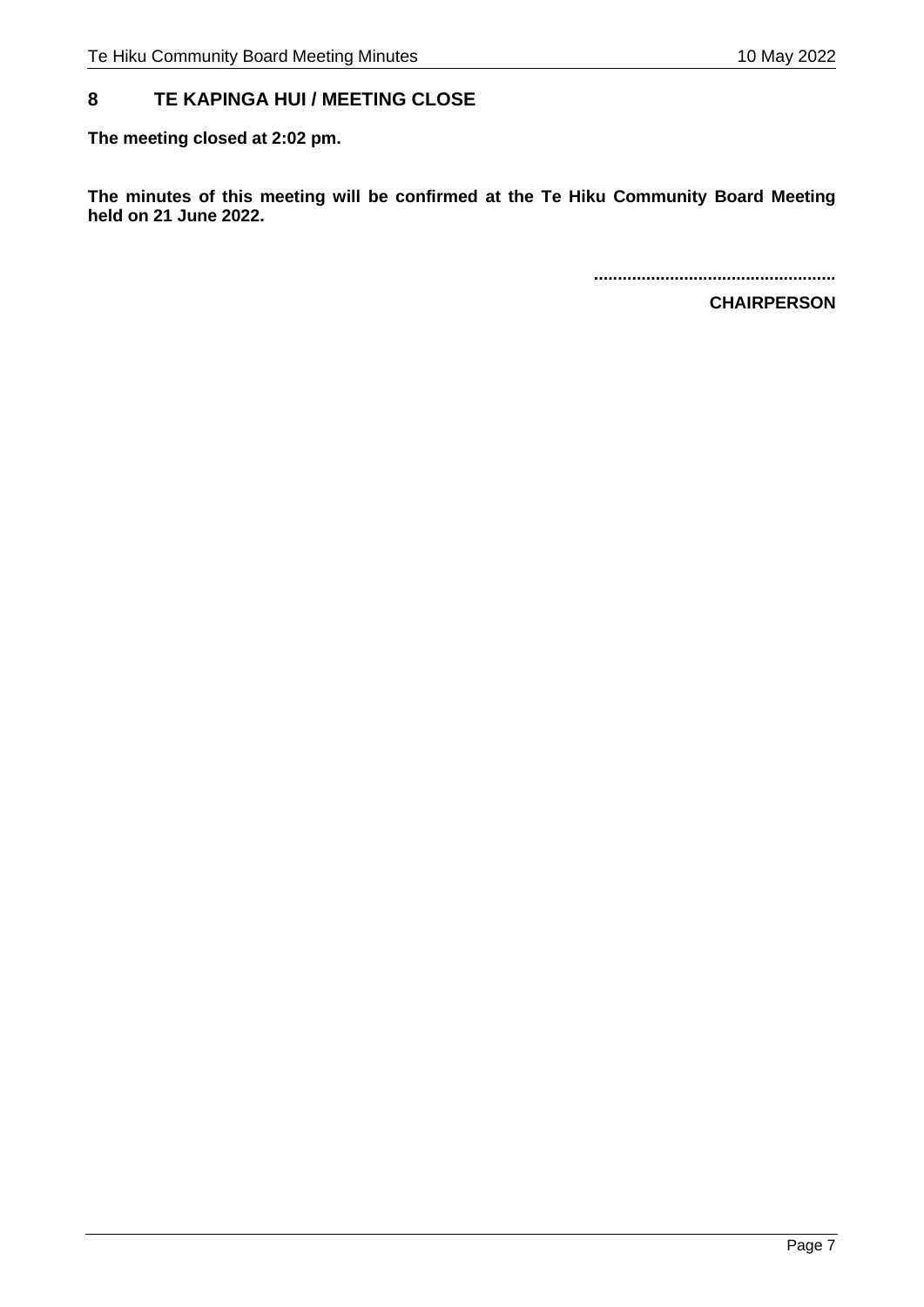## 8 TE KAPINGA HUI / MEETING CLOSE

**The meeting closed at 2:02 pm.**

**The minutes of this meeting will be confirmed at the Te Hiku Community Board Meeting held on 21 June 2022.**

...................................................

**CHAIRPERSON**